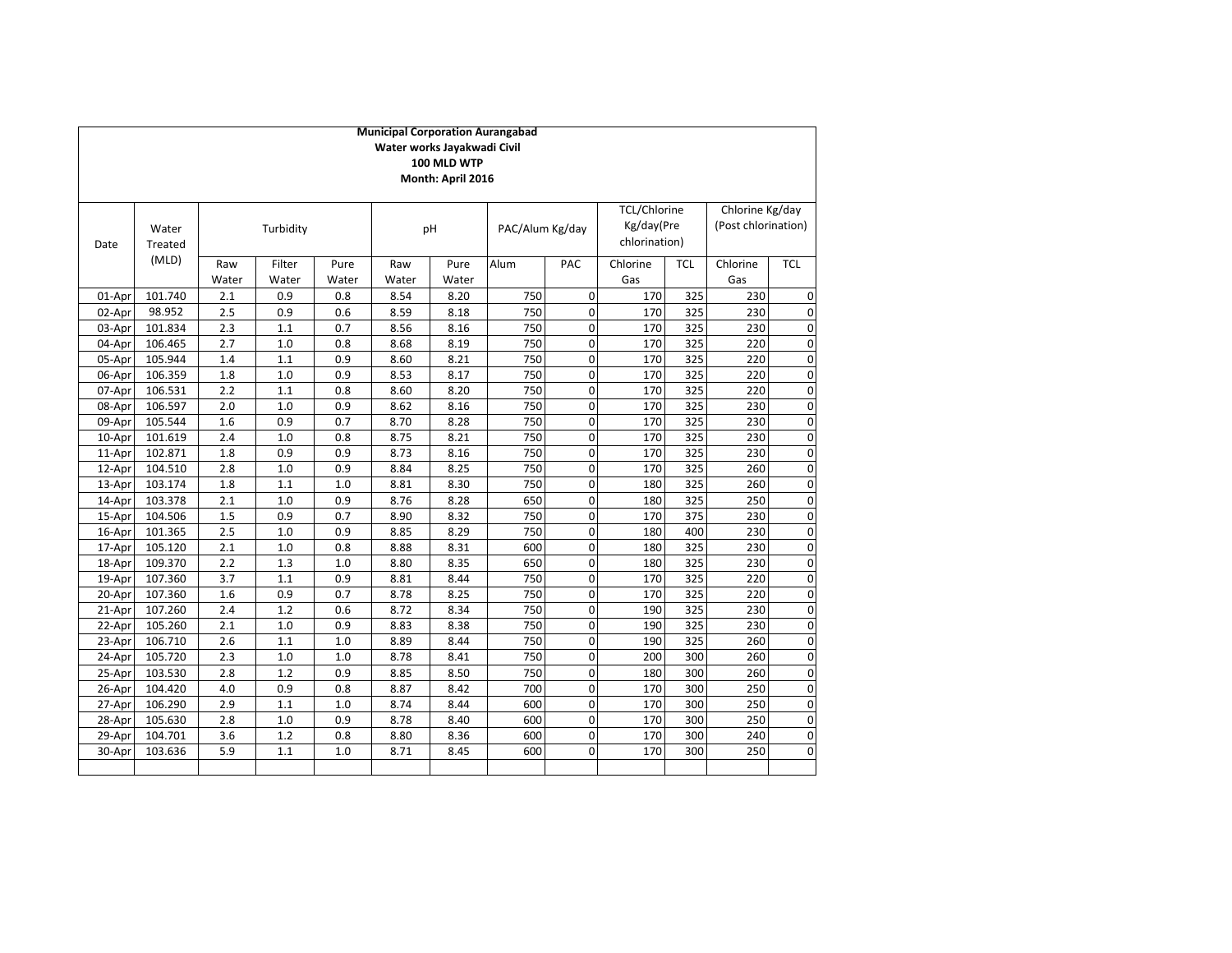**Municipal Corporation Aurangabad**
**Water works Jayakwadi Civil**
**100 MLD WTP**
**Month: April 2016**

| Date | Water Treated (MLD) | Turbidity | | | pH | | PAC/Alum Kg/day | | TCL/Chlorine Kg/day(Pre chlorination) | | Chlorine Kg/day (Post chlorination) | |
|---|---|---|---|---|---|---|---|---|---|---|---|---|
| | | Raw Water | Filter Water | Pure Water | Raw Water | Pure Water | Alum | PAC | Chlorine Gas | TCL | Chlorine Gas | TCL |
| 01-Apr | 101.740 | 2.1 | 0.9 | 0.8 | 8.54 | 8.20 | 750 | 0 | 170 | 325 | 230 | 0 |
| 02-Apr | 98.952 | 2.5 | 0.9 | 0.6 | 8.59 | 8.18 | 750 | 0 | 170 | 325 | 230 | 0 |
| 03-Apr | 101.834 | 2.3 | 1.1 | 0.7 | 8.56 | 8.16 | 750 | 0 | 170 | 325 | 230 | 0 |
| 04-Apr | 106.465 | 2.7 | 1.0 | 0.8 | 8.68 | 8.19 | 750 | 0 | 170 | 325 | 220 | 0 |
| 05-Apr | 105.944 | 1.4 | 1.1 | 0.9 | 8.60 | 8.21 | 750 | 0 | 170 | 325 | 220 | 0 |
| 06-Apr | 106.359 | 1.8 | 1.0 | 0.9 | 8.53 | 8.17 | 750 | 0 | 170 | 325 | 220 | 0 |
| 07-Apr | 106.531 | 2.2 | 1.1 | 0.8 | 8.60 | 8.20 | 750 | 0 | 170 | 325 | 220 | 0 |
| 08-Apr | 106.597 | 2.0 | 1.0 | 0.9 | 8.62 | 8.16 | 750 | 0 | 170 | 325 | 230 | 0 |
| 09-Apr | 105.544 | 1.6 | 0.9 | 0.7 | 8.70 | 8.28 | 750 | 0 | 170 | 325 | 230 | 0 |
| 10-Apr | 101.619 | 2.4 | 1.0 | 0.8 | 8.75 | 8.21 | 750 | 0 | 170 | 325 | 230 | 0 |
| 11-Apr | 102.871 | 1.8 | 0.9 | 0.9 | 8.73 | 8.16 | 750 | 0 | 170 | 325 | 230 | 0 |
| 12-Apr | 104.510 | 2.8 | 1.0 | 0.9 | 8.84 | 8.25 | 750 | 0 | 170 | 325 | 260 | 0 |
| 13-Apr | 103.174 | 1.8 | 1.1 | 1.0 | 8.81 | 8.30 | 750 | 0 | 180 | 325 | 260 | 0 |
| 14-Apr | 103.378 | 2.1 | 1.0 | 0.9 | 8.76 | 8.28 | 650 | 0 | 180 | 325 | 250 | 0 |
| 15-Apr | 104.506 | 1.5 | 0.9 | 0.7 | 8.90 | 8.32 | 750 | 0 | 170 | 375 | 230 | 0 |
| 16-Apr | 101.365 | 2.5 | 1.0 | 0.9 | 8.85 | 8.29 | 750 | 0 | 180 | 400 | 230 | 0 |
| 17-Apr | 105.120 | 2.1 | 1.0 | 0.8 | 8.88 | 8.31 | 600 | 0 | 180 | 325 | 230 | 0 |
| 18-Apr | 109.370 | 2.2 | 1.3 | 1.0 | 8.80 | 8.35 | 650 | 0 | 180 | 325 | 230 | 0 |
| 19-Apr | 107.360 | 3.7 | 1.1 | 0.9 | 8.81 | 8.44 | 750 | 0 | 170 | 325 | 220 | 0 |
| 20-Apr | 107.360 | 1.6 | 0.9 | 0.7 | 8.78 | 8.25 | 750 | 0 | 170 | 325 | 220 | 0 |
| 21-Apr | 107.260 | 2.4 | 1.2 | 0.6 | 8.72 | 8.34 | 750 | 0 | 190 | 325 | 230 | 0 |
| 22-Apr | 105.260 | 2.1 | 1.0 | 0.9 | 8.83 | 8.38 | 750 | 0 | 190 | 325 | 230 | 0 |
| 23-Apr | 106.710 | 2.6 | 1.1 | 1.0 | 8.89 | 8.44 | 750 | 0 | 190 | 325 | 260 | 0 |
| 24-Apr | 105.720 | 2.3 | 1.0 | 1.0 | 8.78 | 8.41 | 750 | 0 | 200 | 300 | 260 | 0 |
| 25-Apr | 103.530 | 2.8 | 1.2 | 0.9 | 8.85 | 8.50 | 750 | 0 | 180 | 300 | 260 | 0 |
| 26-Apr | 104.420 | 4.0 | 0.9 | 0.8 | 8.87 | 8.42 | 700 | 0 | 170 | 300 | 250 | 0 |
| 27-Apr | 106.290 | 2.9 | 1.1 | 1.0 | 8.74 | 8.44 | 600 | 0 | 170 | 300 | 250 | 0 |
| 28-Apr | 105.630 | 2.8 | 1.0 | 0.9 | 8.78 | 8.40 | 600 | 0 | 170 | 300 | 250 | 0 |
| 29-Apr | 104.701 | 3.6 | 1.2 | 0.8 | 8.80 | 8.36 | 600 | 0 | 170 | 300 | 240 | 0 |
| 30-Apr | 103.636 | 5.9 | 1.1 | 1.0 | 8.71 | 8.45 | 600 | 0 | 170 | 300 | 250 | 0 |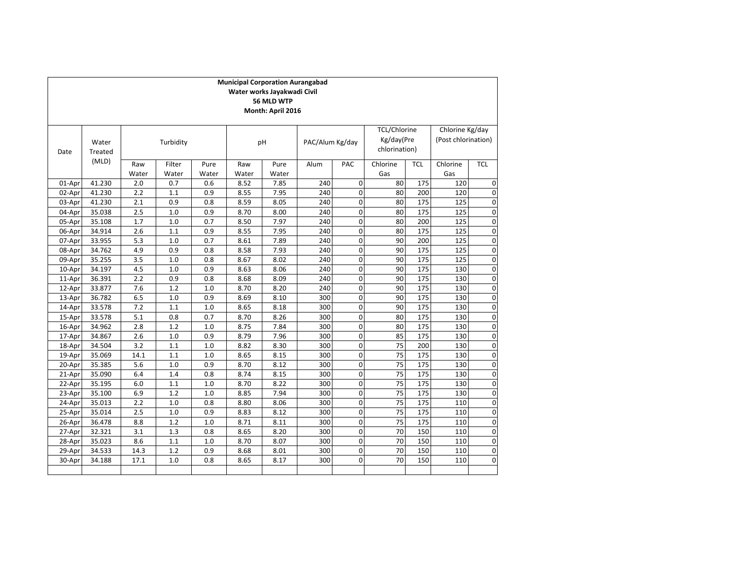**Municipal Corporation Aurangabad**
**Water works Jayakwadi Civil**
**56 MLD WTP**
**Month: April 2016**

| Date | Water Treated (MLD) | Turbidity | | | pH | | PAC/Alum Kg/day | | TCL/Chlorine Kg/day(Pre chlorination) | | Chlorine Kg/day (Post chlorination) | |
|---|---|---|---|---|---|---|---|---|---|---|---|---|
| | | Raw Water | Filter Water | Pure Water | Raw Water | Pure Water | Alum | PAC | Chlorine Gas | TCL | Chlorine Gas | TCL |
| 01-Apr | 41.230 | 2.0 | 0.7 | 0.6 | 8.52 | 7.85 | 240 | 0 | 80 | 175 | 120 | 0 |
| 02-Apr | 41.230 | 2.2 | 1.1 | 0.9 | 8.55 | 7.95 | 240 | 0 | 80 | 200 | 120 | 0 |
| 03-Apr | 41.230 | 2.1 | 0.9 | 0.8 | 8.59 | 8.05 | 240 | 0 | 80 | 175 | 125 | 0 |
| 04-Apr | 35.038 | 2.5 | 1.0 | 0.9 | 8.70 | 8.00 | 240 | 0 | 80 | 175 | 125 | 0 |
| 05-Apr | 35.108 | 1.7 | 1.0 | 0.7 | 8.50 | 7.97 | 240 | 0 | 80 | 200 | 125 | 0 |
| 06-Apr | 34.914 | 2.6 | 1.1 | 0.9 | 8.55 | 7.95 | 240 | 0 | 80 | 175 | 125 | 0 |
| 07-Apr | 33.955 | 5.3 | 1.0 | 0.7 | 8.61 | 7.89 | 240 | 0 | 90 | 200 | 125 | 0 |
| 08-Apr | 34.762 | 4.9 | 0.9 | 0.8 | 8.58 | 7.93 | 240 | 0 | 90 | 175 | 125 | 0 |
| 09-Apr | 35.255 | 3.5 | 1.0 | 0.8 | 8.67 | 8.02 | 240 | 0 | 90 | 175 | 125 | 0 |
| 10-Apr | 34.197 | 4.5 | 1.0 | 0.9 | 8.63 | 8.06 | 240 | 0 | 90 | 175 | 130 | 0 |
| 11-Apr | 36.391 | 2.2 | 0.9 | 0.8 | 8.68 | 8.09 | 240 | 0 | 90 | 175 | 130 | 0 |
| 12-Apr | 33.877 | 7.6 | 1.2 | 1.0 | 8.70 | 8.20 | 240 | 0 | 90 | 175 | 130 | 0 |
| 13-Apr | 36.782 | 6.5 | 1.0 | 0.9 | 8.69 | 8.10 | 300 | 0 | 90 | 175 | 130 | 0 |
| 14-Apr | 33.578 | 7.2 | 1.1 | 1.0 | 8.65 | 8.18 | 300 | 0 | 90 | 175 | 130 | 0 |
| 15-Apr | 33.578 | 5.1 | 0.8 | 0.7 | 8.70 | 8.26 | 300 | 0 | 80 | 175 | 130 | 0 |
| 16-Apr | 34.962 | 2.8 | 1.2 | 1.0 | 8.75 | 7.84 | 300 | 0 | 80 | 175 | 130 | 0 |
| 17-Apr | 34.867 | 2.6 | 1.0 | 0.9 | 8.79 | 7.96 | 300 | 0 | 85 | 175 | 130 | 0 |
| 18-Apr | 34.504 | 3.2 | 1.1 | 1.0 | 8.82 | 8.30 | 300 | 0 | 75 | 200 | 130 | 0 |
| 19-Apr | 35.069 | 14.1 | 1.1 | 1.0 | 8.65 | 8.15 | 300 | 0 | 75 | 175 | 130 | 0 |
| 20-Apr | 35.385 | 5.6 | 1.0 | 0.9 | 8.70 | 8.12 | 300 | 0 | 75 | 175 | 130 | 0 |
| 21-Apr | 35.090 | 6.4 | 1.4 | 0.8 | 8.74 | 8.15 | 300 | 0 | 75 | 175 | 130 | 0 |
| 22-Apr | 35.195 | 6.0 | 1.1 | 1.0 | 8.70 | 8.22 | 300 | 0 | 75 | 175 | 130 | 0 |
| 23-Apr | 35.100 | 6.9 | 1.2 | 1.0 | 8.85 | 7.94 | 300 | 0 | 75 | 175 | 130 | 0 |
| 24-Apr | 35.013 | 2.2 | 1.0 | 0.8 | 8.80 | 8.06 | 300 | 0 | 75 | 175 | 110 | 0 |
| 25-Apr | 35.014 | 2.5 | 1.0 | 0.9 | 8.83 | 8.12 | 300 | 0 | 75 | 175 | 110 | 0 |
| 26-Apr | 36.478 | 8.8 | 1.2 | 1.0 | 8.71 | 8.11 | 300 | 0 | 75 | 175 | 110 | 0 |
| 27-Apr | 32.321 | 3.1 | 1.3 | 0.8 | 8.65 | 8.20 | 300 | 0 | 70 | 150 | 110 | 0 |
| 28-Apr | 35.023 | 8.6 | 1.1 | 1.0 | 8.70 | 8.07 | 300 | 0 | 70 | 150 | 110 | 0 |
| 29-Apr | 34.533 | 14.3 | 1.2 | 0.9 | 8.68 | 8.01 | 300 | 0 | 70 | 150 | 110 | 0 |
| 30-Apr | 34.188 | 17.1 | 1.0 | 0.8 | 8.65 | 8.17 | 300 | 0 | 70 | 150 | 110 | 0 |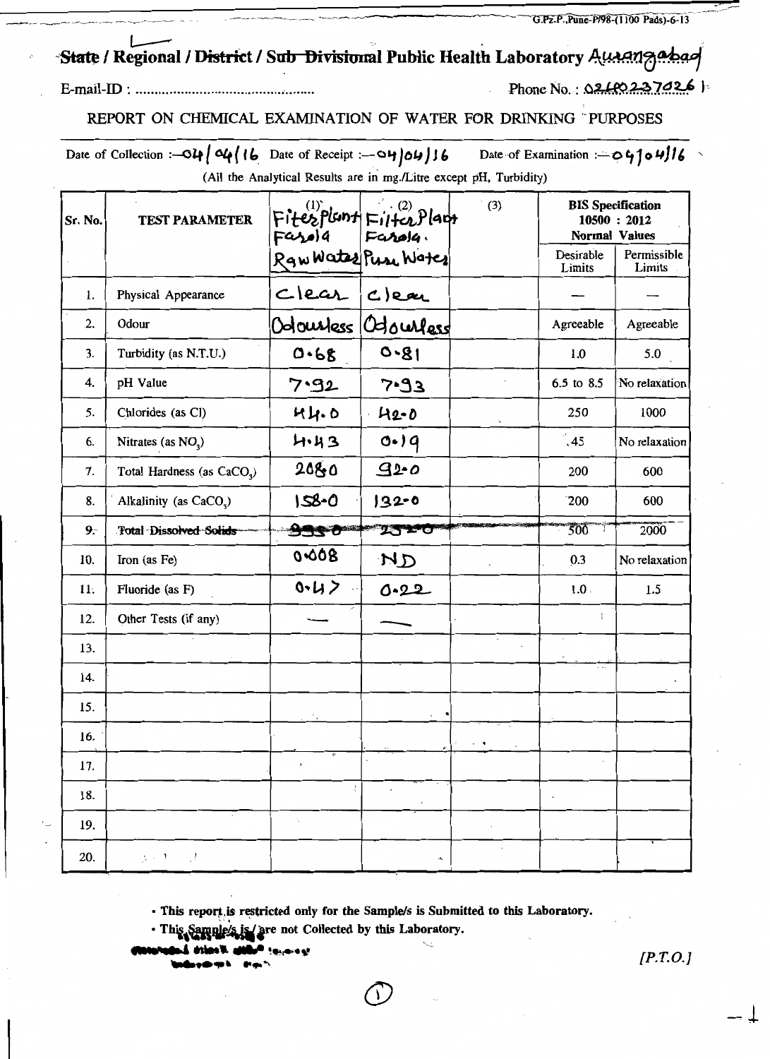State / Regional / ~~District~~ / ~~Sub-Divisional~~ Public Health Laboratory Aurangabad

E-mail-ID : ..............................................

Phone No. : 0240 2370261

## REPORT ON CHEMICAL EXAMINATION OF WATER FOR DRINKING PURPOSES

Date of Collection :— 04/04/16 Date of Receipt :— 04/04/16 Date of Examination :— 04/04/16

(All the Analytical Results are in mg./Litre except pH, Turbidity)

| Sr. No. | TEST PARAMETER | (1) Filter plant Farola Raw Water | (2) Filter Plant Farola. Pure Water | (3) | BIS Specification 10500 : 2012 Normal Values | |
|---|---|---|---|---|---|---|
| | | | | | Desirable Limits | Permissible Limits |
| 1. | Physical Appearance | Clear | Clear | | — | — |
| 2. | Odour | Odourless | Odourless | | Agreeable | Agreeable |
| 3. | Turbidity (as N.T.U.) | 0.68 | 0.81 | | 1.0 | 5.0 |
| 4. | pH Value | 7.92 | 7.93 | | 6.5 to 8.5 | No relaxation |
| 5. | Chlorides (as Cl) | 44.0 | 42.0 | | 250 | 1000 |
| 6. | Nitrates (as $NO_3$) | 4.43 | 0.19 | | 45 | No relaxation |
| 7. | Total Hardness (as $CaCO_3$) | 208.0 | 92.0 | | 200 | 600 |
| 8. | Alkalinity (as $CaCO_3$) | 158.0 | 132.0 | | 200 | 600 |
| 9. | ~~Total Dissolved Solids~~ | ~~---~~ | ~~---~~ | | 500 | 2000 |
| 10. | Iron (as Fe) | 0.008 | ND | | 0.3 | No relaxation |
| 11. | Fluoride (as F) | 0.47 | 0.22 | | 1.0 | 1.5 |
| 12. | Other Tests (if any) | — | — | | | |
| 13. | | | | | | |
| 14. | | | | | | |
| 15. | | | | | | |
| 16. | | | | | | |
| 17. | | | | | | |
| 18. | | | | | | |
| 19. | | | | | | |
| 20. | | | | | | |

- This report is restricted only for the Sample/s is Submitted to this Laboratory.
- This Sample/s is / are not Collected by this Laboratory.

[P.T.O.]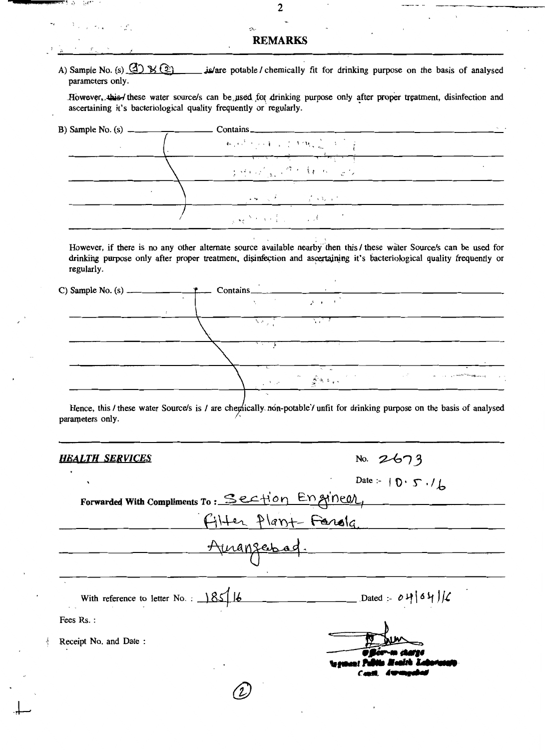## REMARKS

A) Sample No. (s) (1) & (2) ~~is~~/are potable / chemically fit for drinking purpose on the basis of analysed parameters only.

However, ~~this~~/ these water source/s can be used for drinking purpose only after proper treatment, disinfection and ascertaining it's bacteriological quality frequently or regularly.

B) Sample No. (s) ______________ Contains ______________

However, if there is no any other alternate source available nearby then this / these water Source/s can be used for drinking purpose only after proper treatment, disinfection and ascertaining it's bacteriological quality frequently or regularly.

C) Sample No. (s) ______________ Contains ______________

Hence, this / these water Source/s is / are chemically non-potable / unfit for drinking purpose on the basis of analysed parameters only.

---

***HEALTH SERVICES***

No. 2673

Date :- 10.5.16

**Forwarded With Compliments To :** Section Engineer, Filter Plant- Farola Aurangabad.

With reference to letter No. : 185/16 Dated :- 04/04/16

Fees Rs. :

Receipt No. and Date :

Officer-in charge
Regional Public Health Laboratory
Cantt. Aurangabad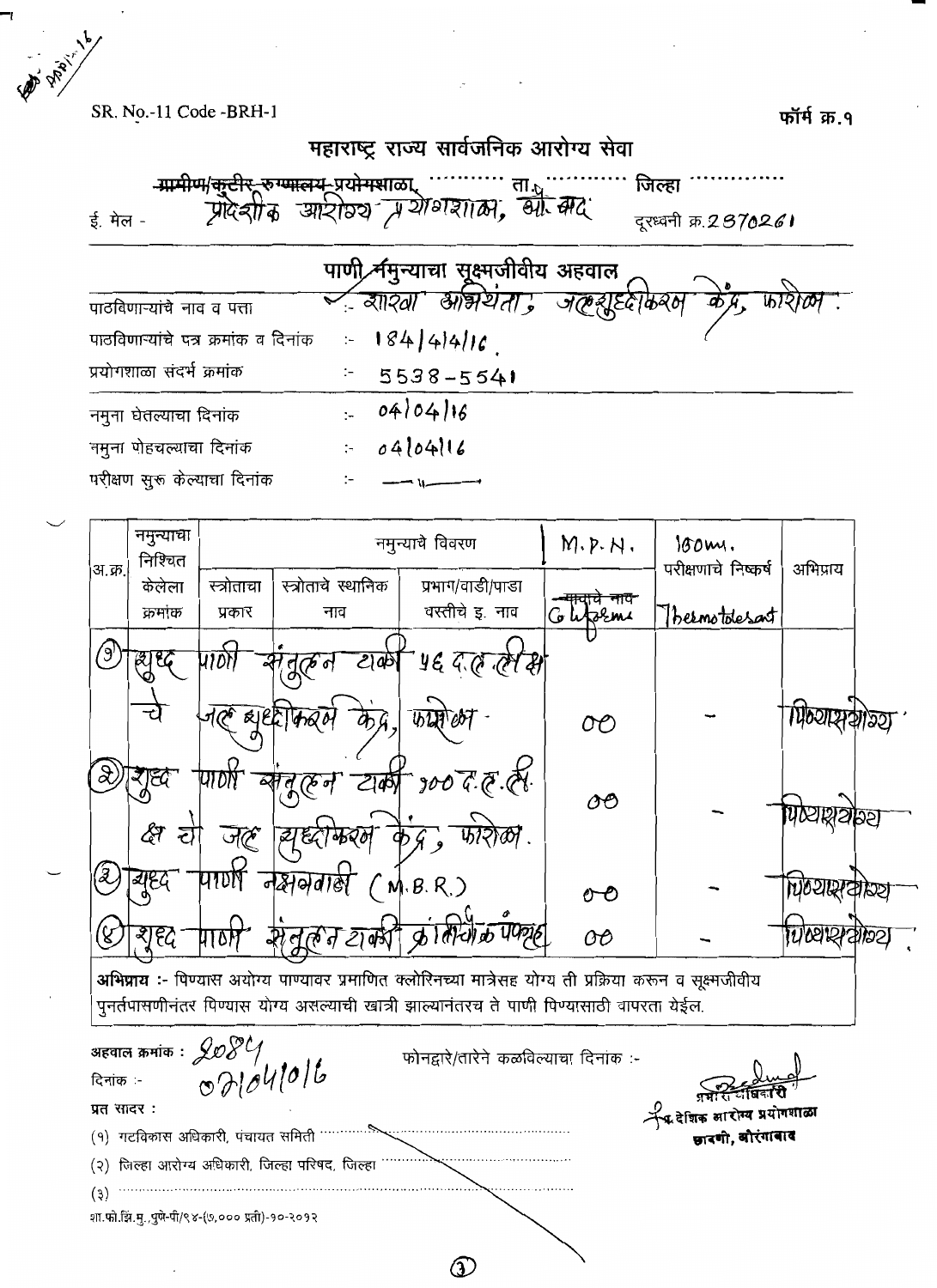SR. No.-11 Code -BRH-1

फॉर्म क्र.१

# महाराष्ट्र राज्य सार्वजनिक आरोग्य सेवा

~~ग्रामीण/कुटीर रुग्णालय प्रयोगशाळा,~~ ........... ता. ........... जिल्हा ...........

ई. मेल - प्रादेशीक आरोग्य प्रयोगशाळा, औ.बाद दूरध्वनी क्र.2370261

## पाणी नमुन्याचा सूक्ष्मजीवीय अहवाल

पाठविणाऱ्यांचे नाव व पत्ता :- शाखा अभियंता, जलशुद्धीकरण केंद्र, फारोळा.

पाठविणाऱ्यांचे पत्र क्रमांक व दिनांक :- 184/4/4/16.

प्रयोगशाळा संदर्भ क्रमांक :- 5538-5541

नमुना घेतल्याचा दिनांक :- 04/04/16

नमुना पोहचल्याचा दिनांक :- 04/04/16

परीक्षण सुरु केल्याचा दिनांक :- —"—

| अ.क्र. | नमुन्याचा निश्चित केलेला क्रमांक | नमुन्याचे विवरण | | | M.P.N. | 100ml. परीक्षणाचे निष्कर्ष | अभिप्राय |
|---|---|---|---|---|---|---|---|
| | | स्त्रोताचा प्रकार | स्त्रोताचे स्थानिक नाव | प्रभाग/वाडी/पाडा वस्तीचे इ. नाव | ~~मालकाचे नाव~~ Coliforms | Thermotolerant | |
| (1) | शुद्ध | पाणी | संतुलन टाकी | 56 द.ल.ली. क्षमतेचे जलशुद्धीकरण केंद्र, फारोळा. | 00 | - | पिण्यास योग्य |
| (2) | शुद्ध | पाणी | संतुलन टाकी | 100 द.ल.ली. क्षमतेचे जलशुद्धीकरण केंद्र, फारोळा. | 00 | - | पिण्यास योग्य |
| (3) | शुद्ध | पाणी | नक्षत्रवाडी (M.B.R.) | | 00 | - | पिण्यास योग्य |
| (4) | शुद्ध | पाणी | संतुलन टाकी | क्रांतीचौक पंपगृह | 00 | - | पिण्यास योग्य |

**अभिप्राय :-** पिण्यास अयोग्य पाण्यावर प्रमाणित क्लोरिनच्या मात्रेसह योग्य ती प्रक्रिया करून व सूक्ष्मजीवीय पुनर्तपासणीनंतर पिण्यास योग्य असल्याची खात्री झाल्यानंतरच ते पाणी पिण्यासाठी वापरता येईल.

अहवाल क्रमांक : 2084

दिनांक :- 07/04/016

फोनद्वारे/तारेने कळविल्याचा दिनांक :-

प्रभारी अधिकारी
प्रादेशिक आरोग्य प्रयोगशाळा
छावणी, औरंगाबाद

प्रत सादर :

(१) गटविकास अधिकारी, पंचायत समिती ...........

(२) जिल्हा आरोग्य अधिकारी, जिल्हा परिषद, जिल्हा ...........

(३) ...........

शा.फो.झि.मु.,पुणे-पी/९४-(७,००० प्रती)-१०-२०१२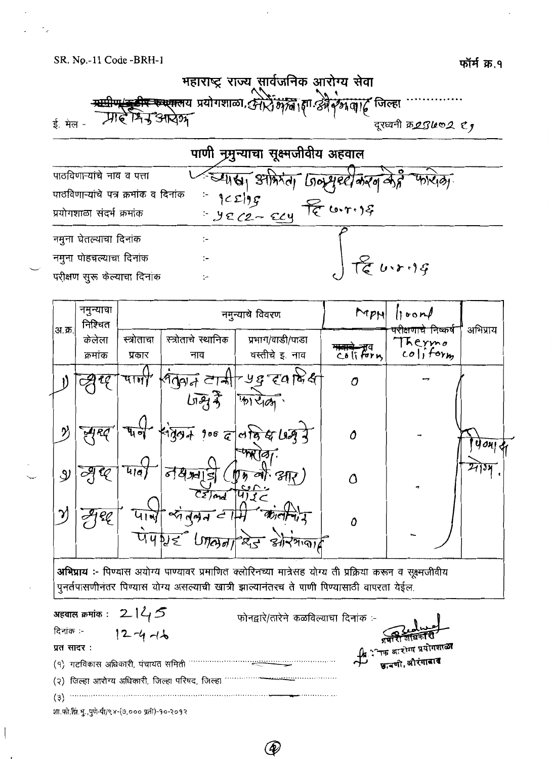SR. No.-11 Code -BRH-1

फॉर्म क्र.१

# महाराष्ट्र राज्य सार्वजनिक आरोग्य सेवा

~~ग्रामीण/कुटीर रुग्णालय~~ प्रयोगशाळा, छावणी ता. औरंगाबाद जिल्हा ..............

ई. मेल - प्रादेशिक आरोग्य

दूरध्वनी क्र.२३७००२ ८१

## पाणी नमुन्याचा सूक्ष्मजीवीय अहवाल

पाठविणाऱ्यांचे नाव व पत्ता : उपअभियंता जलशुद्धीकरण केंद्र फारोळा.

पाठविणाऱ्यांचे पत्र क्रमांक व दिनांक :- १८८/१६

प्रयोगशाळा संदर्भ क्रमांक :- ४६८२ - ८८५ दि ७.४.१६

नमुना घेतल्याचा दिनांक :-

नमुना पोहचल्याचा दिनांक :- दि ७.४.१६

परीक्षण सुरू केल्याचा दिनांक :-

| अ.क्र. | नमुन्याचा निश्चित केलेला क्रमांक | स्त्रोताचा प्रकार | स्त्रोताचे स्थानिक नाव | प्रभाग/वाडी/पाडा वस्तीचे इ. नाव | MPN ~~गावाचे नाव~~ coliform | 100ml परीक्षणाचे निष्कर्ष Thermo coliform | अभिप्राय |
|---|---|---|---|---|---|---|---|
| १) | शुद्ध | पाणी | संतुलन टाकी जशुके | ५६ दशलिक्ष फारोळा. | 0 | — | पिण्यास योग्य. |
| २) | शुद्ध | पाणी | संतुलन १०० दशलिक्ष जशुके | फारोळा. | 0 | — | |
| ३) | शुद्ध | पाणी | नक्षत्रवाडी (एम बी आर) ट्रीटमेंट प्लॅट | | 0 | — | |
| ४) | शुद्ध | पाणी | संतुलन टाकी पंपहाऊस जालना रोड औरंगाबाद | कांचीवाडा | 0 | — | |

**अभिप्राय :-** पिण्यास अयोग्य पाण्यावर प्रमाणित क्लोरिनच्या मात्रेसह योग्य ती प्रक्रिया करून व सूक्ष्मजीवीय पुनर्तपासणीनंतर पिण्यास योग्य असल्याची खात्री झाल्यानंतरच ते पाणी पिण्यासाठी वापरता येईल.

अहवाल क्रमांक : २१४५

फोनद्वारे/तारेने कळविल्याचा दिनांक :-

दिनांक :- १२-४-१६

प्रभारी अधिकारी
प्रादेशिक आरोग्य प्रयोगशाळा
छावणी, औरंगाबाद

प्रत सादर :

(१) गटविकास अधिकारी, पंचायत समिती ..............................

(२) जिल्हा आरोग्य अधिकारी, जिल्हा परिषद, जिल्हा ..............................

(३) ..............................

शा.फो.झिं.मु.,पुणे-पी/९४-(७,००० प्रती)-१०-२०१२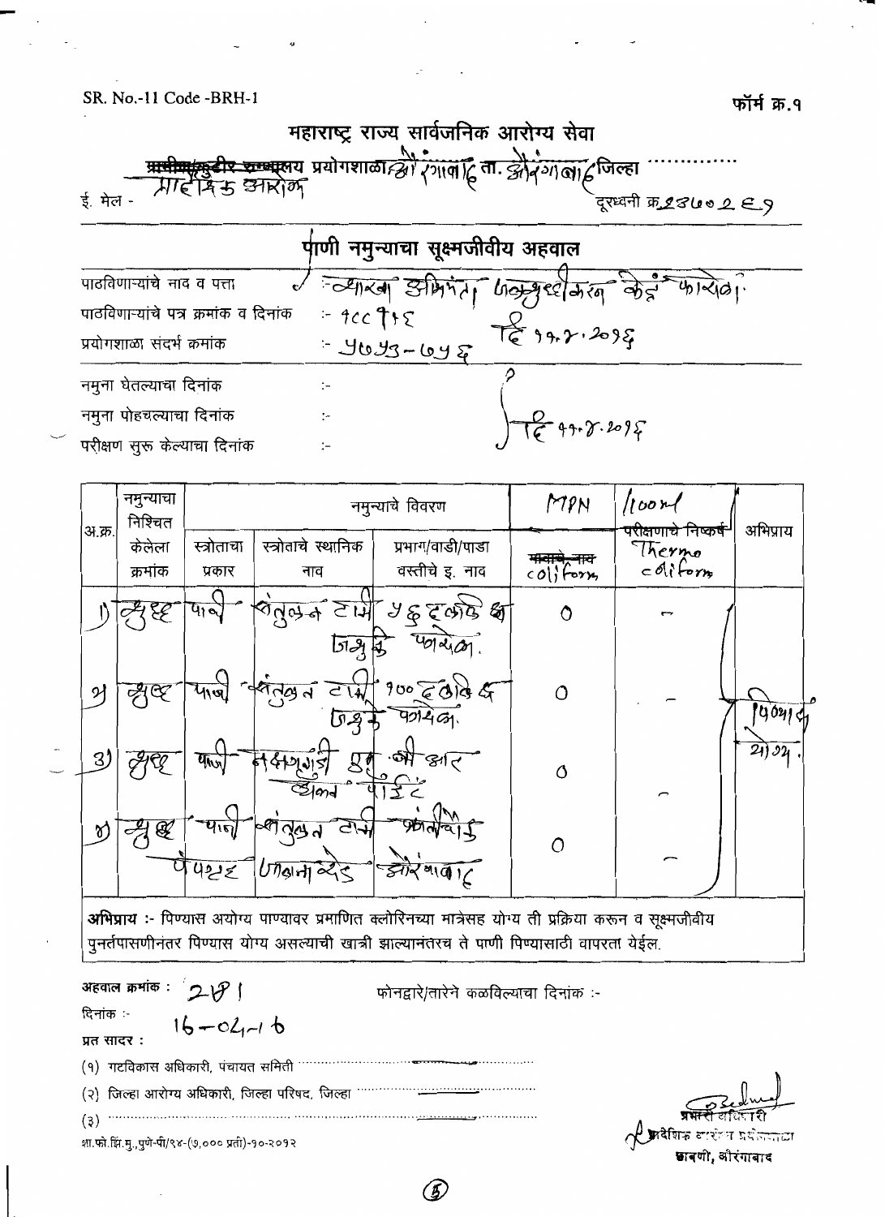SR. No.-11 Code -BRH-1

फॉर्म क्र.१

# महाराष्ट्र राज्य सार्वजनिक आरोग्य सेवा

~~ग्रामीण/कुटीर रुग्णालय~~ प्रयोगशाळा औरंगाबाद ता. औरंगाबाद जिल्हा ............

ई. मेल - प्रादेशिक आरोग्य

दूरध्वनी क्र.२३७०२६९

## पाणी नमुन्याचा सूक्ष्मजीवीय अहवाल

पाठविणाऱ्यांचे नाव व पत्ता :- व्यवस्था अभियंता जलशुद्धीकरण केंद्र फारोळा.

पाठविणाऱ्यांचे पत्र क्रमांक व दिनांक :- १८८१/६ दि ११.४.२०१६

प्रयोगशाळा संदर्भ क्रमांक :- ५७५३-७५६

नमुना घेतल्याचा दिनांक :-

नमुना पोहचल्याचा दिनांक :- दि ११.४.२०१६

परीक्षण सुरू केल्याचा दिनांक :-

| अ.क्र. | नमुन्याचा निश्चित केलेला क्रमांक | स्त्रोताचा प्रकार | स्त्रोताचे स्थानिक नाव | प्रभाग/वाडी/पाडा वस्तीचे इ. नाव | MPN ~~मानाचे नाव~~ coliform | /100ml परीक्षणाचे निष्कर्ष Thermo coliform | अभिप्राय |
|---|---|---|---|---|---|---|---|
| 1) | ५७५३ | पाणी | संतुलन टाकी | ५६ दशलक्ष लि जशुके फारोळा. | 0 | – | पिण्यास योग्य. |
| 2) | ५७५४ | पाणी | संतुलन टाकी | १०० दशलक्ष लि जशुके फारोळा. | 0 | – | |
| 3) | ५७५५ | पाणी | नक्षत्रवाडी | एम.बी.आर ब्रेक पॉईंट | 0 | – | |
| 4) | ५७५६ | पाणी | संतुलन टाकी पैठण | पाण्याची टाकी उद्यानरोड | औरंगाबाद | 0 | – | |

**अभिप्राय :-** पिण्यास अयोग्य पाण्यावर प्रमाणित क्लोरिनच्या मात्रेसह योग्य ती प्रक्रिया करून व सूक्ष्मजीवीय पुनर्तपासणीनंतर पिण्यास योग्य असल्याची खात्री झाल्यानंतरच ते पाणी पिण्यासाठी वापरता येईल.

अहवाल क्रमांक : २४१

फोनद्वारे/तारेने कळविल्याचा दिनांक :-

दिनांक :- 16-04-16

प्रत सादर :

(१) गटविकास अधिकारी, पंचायत समिती ............

(२) जिल्हा आरोग्य अधिकारी, जिल्हा परिषद, जिल्हा ............

(३) ............

प्रभारी अधिकारी
प्रादेशिक आरोग्य प्रयोगशाळा
छावणी, औरंगाबाद

शा.फो.झिं.मु.,पुणे-पी/९४-(७,००० प्रती)-१०-२०१२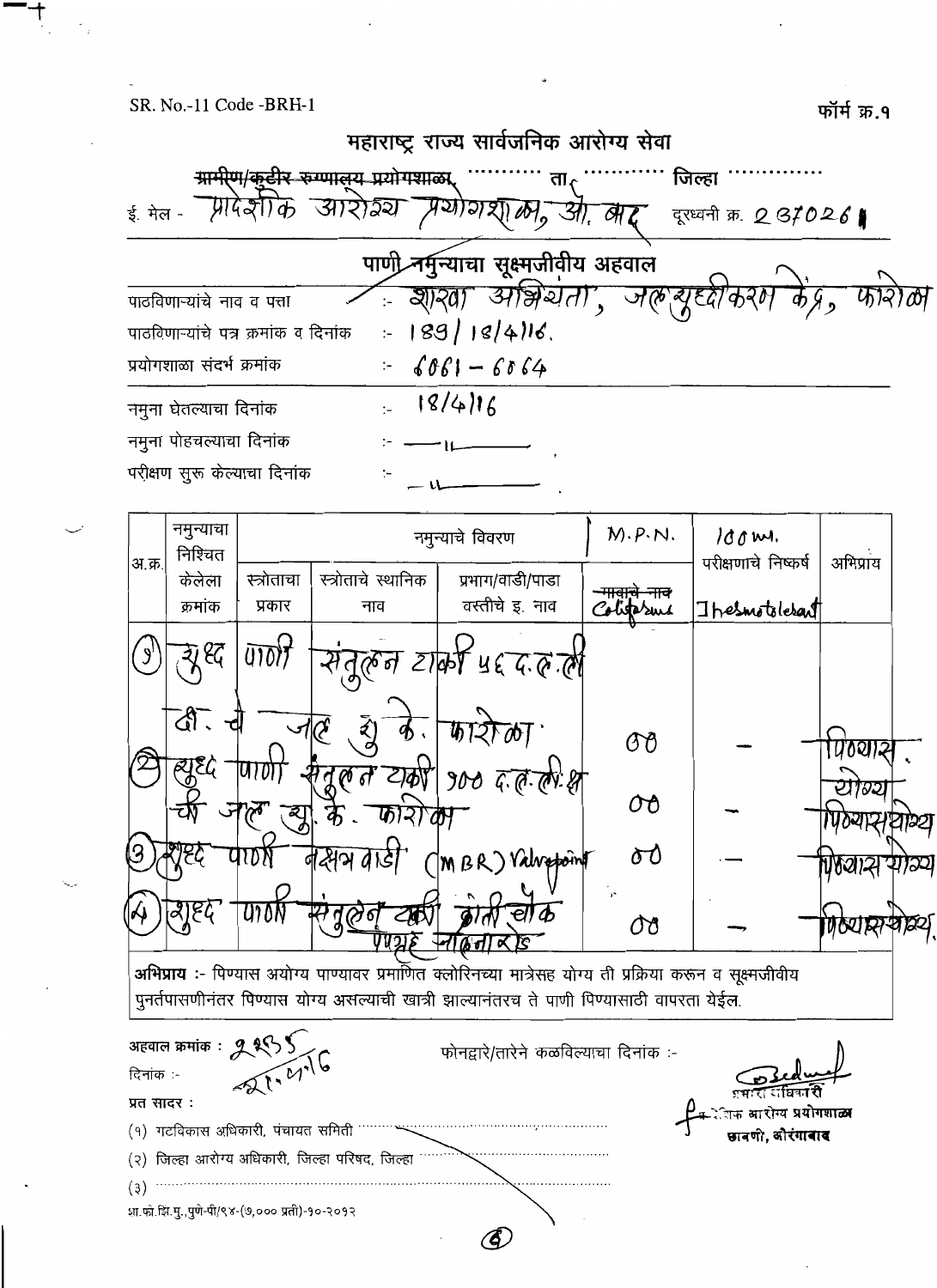SR. No.-11 Code -BRH-1

फॉर्म क्र.१

## महाराष्ट्र राज्य सार्वजनिक आरोग्य सेवा

~~ग्रामीण/कुटीर रुग्णालय प्रयोगशाळा~~ ........... ता. ........... जिल्हा ...........

ई. मेल - प्रादेशिक आरोग्य प्रयोगशाळा, औ. बाद दूरध्वनी क्र. 237026

### पाणी नमुन्याचा सूक्ष्मजीवीय अहवाल

पाठविणाऱ्यांचे नाव व पत्ता :- शाखा अभियंता, जलशुद्धीकरण केंद्र, फारोळा

पाठविणाऱ्यांचे पत्र क्रमांक व दिनांक :- 189/ 18/4/16.

प्रयोगशाळा संदर्भ क्रमांक :- 6061 – 6064

नमुना घेतल्याचा दिनांक :- 18/4/16

नमुना पोहचल्याचा दिनांक :- —"—

परीक्षण सुरू केल्याचा दिनांक :- —"—

| अ.क्र. | नमुन्याचा निश्चित केलेला क्रमांक | नमुन्याचे विवरण | | | M.P.N. | 100 ml. परीक्षणाचे निष्कर्ष | अभिप्राय |
|---|---|---|---|---|---|---|---|
| | | स्त्रोताचा प्रकार | स्त्रोताचे स्थानिक नाव | प्रभाग/वाडी/पाडा वस्तीचे इ. नाव | ~~नावाचे नाव~~ Coliforms | Thermotolerant | |
| 1 | शुद्ध पाणी संतुलन टाकी 56 द.ल.ली. जी. चे जल शु. के. फारोळा | | | | 00 | – | पिण्यास योग्य |
| 2 | शुद्ध पाणी संतुलन टाकी 100 द.ल.ली. क्षमतेची जल शु. के. फारोळा | | | | 00 | – | पिण्यास योग्य |
| 3 | शुद्ध पाणी नक्षत्र वाडी (MBR) Valve point | | | | 00 | – | पिण्यास योग्य |
| 4 | शुद्ध पाणी संतुलन टाकी कोटी चौक पंपगृह नाकारोड | | | | 00 | – | पिण्यास योग्य |

**अभिप्राय :-** पिण्यास अयोग्य पाण्यावर प्रमाणित क्लोरिनच्या मात्रेसह योग्य ती प्रक्रिया करून व सूक्ष्मजीवीय पुनर्तपासणीनंतर पिण्यास योग्य असल्याची खात्री झाल्यानंतरच ते पाणी पिण्यासाठी वापरता येईल.

अहवाल क्रमांक : 2255

दिनांक :- 21.4.16

फोनद्वारे/तारेने कळविल्याचा दिनांक :-

प्रभारी अधिकारी
प्रादेशिक आरोग्य प्रयोगशाळा
छावणी, औरंगाबाद

प्रत सादर :

(१) गटविकास अधिकारी, पंचायत समिती ...........

(२) जिल्हा आरोग्य अधिकारी, जिल्हा परिषद, जिल्हा ...........

(३) ...........

शा.फो.झि.मु.,पुणे-पी/९४-(७,००० प्रती)-१०-२०१२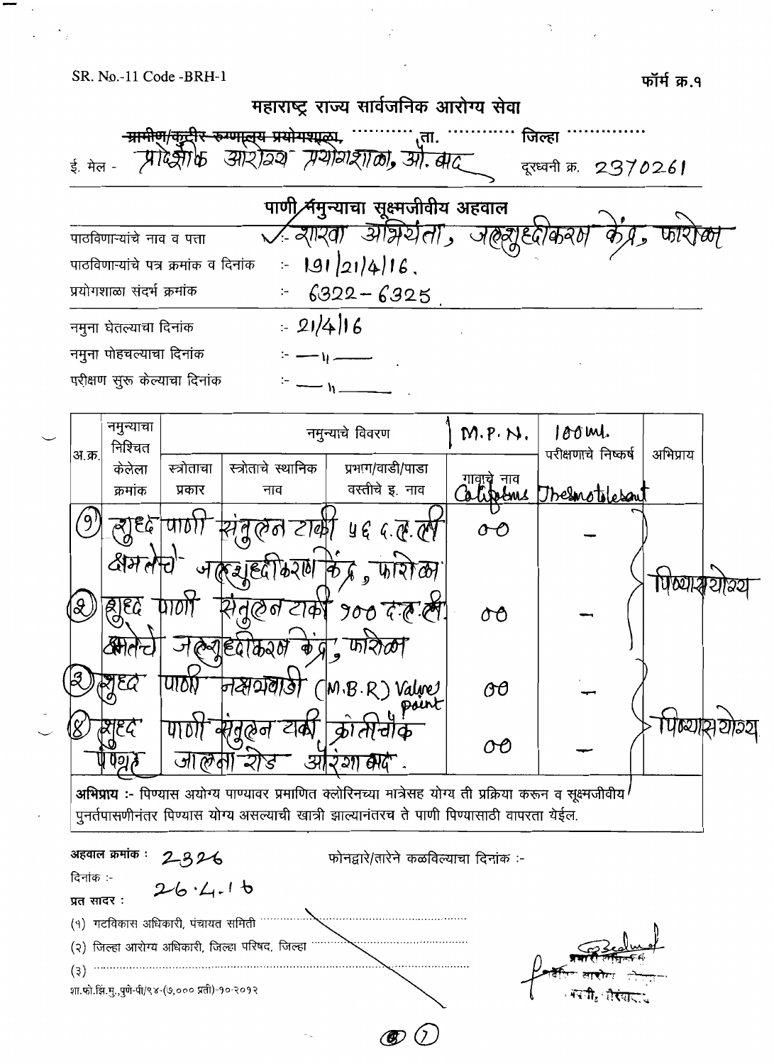SR. No.-11 Code -BRH-1

फॉर्म क्र.१

## महाराष्ट्र राज्य सार्वजनिक आरोग्य सेवा

~~ग्रामीण/कुटीर रुग्णालय प्रयोगशाळा,~~ ............ ता. ............ जिल्हा ............

ई. मेल - प्रादेशिक आरोग्य प्रयोगशाळा, औ. बाद     दूरध्वनी क्र. 2370261

### पाणी नमुन्याचा सूक्ष्मजीवीय अहवाल

पाठविणाऱ्यांचे नाव व पत्ता :- शाखा अभियंता, जलशुद्धीकरण केंद्र, फारोळा

पाठविणाऱ्यांचे पत्र क्रमांक व दिनांक :- 191/21/4/16.

प्रयोगशाळा संदर्भ क्रमांक :- 6322-6325.

नमुना घेतल्याचा दिनांक :- 21/4/16

नमुना पोहचल्याचा दिनांक :- —॥—

परीक्षण सुरू केल्याचा दिनांक :- —॥—

| अ.क्र. | नमुन्याचा निश्चित केलेला क्रमांक | स्त्रोताचा प्रकार | स्त्रोताचे स्थानिक नाव | प्रभाग/वाडी/पाडा वस्तीचे इ. नाव | M.P.N. गावाचे नाव Coliforms | 100 ml. परीक्षणाचे निष्कर्ष Thermotolerant | अभिप्राय |
|---|---|---|---|---|---|---|---|
| (9) | शुद्ध | पाणी | संतुलन टाकी 56 द.ल.ली क्षमतेचे | जलशुद्धीकरण केंद्र, फारोळा | 00 | — | पिण्यास योग्य |
| (2) | शुद्ध | पाणी | संतुलन टाकी 900 द.ल.ली. क्षमतेचे | जलशुद्धीकरण केंद्र, फारोळा | 00 | — | पिण्यास योग्य |
| (3) | शुद्ध | पाणी | नक्षत्रवाडी | (M.B.R) Valve point | 00 | — | पिण्यास योग्य |
| (8) | शुद्ध पिण्याचे | पाणी | संतुलन टाकी जालना रोड | क्रांतीचौक औरंगाबाद. | 00 | — | पिण्यास योग्य |

**अभिप्राय :-** पिण्यास अयोग्य पाण्यावर प्रमाणित क्लोरिनच्या मात्रेसह योग्य ती प्रक्रिया करून व सूक्ष्मजीवीय पुनर्तपासणीनंतर पिण्यास योग्य असल्याची खात्री झाल्यानंतरच ते पाणी पिण्यासाठी वापरता येईल.

**अहवाल क्रमांक :** 2326

दिनांक :- 26.4.16

फोनद्वारे/तारेने कळविल्याचा दिनांक :-

**प्रत सादर :**

(१) गटविकास अधिकारी, पंचायत समिती ............

(२) जिल्हा आरोग्य अधिकारी, जिल्हा परिषद, जिल्हा ............

(३) ............

प्रभारी अधिकारी
प्रादेशिक आरोग्य प्रयोगशाळा
औरंगाबाद

शा.फो.झि.मु.,पुणे-पी/९४-(७,००० प्रती)-१०-२०१२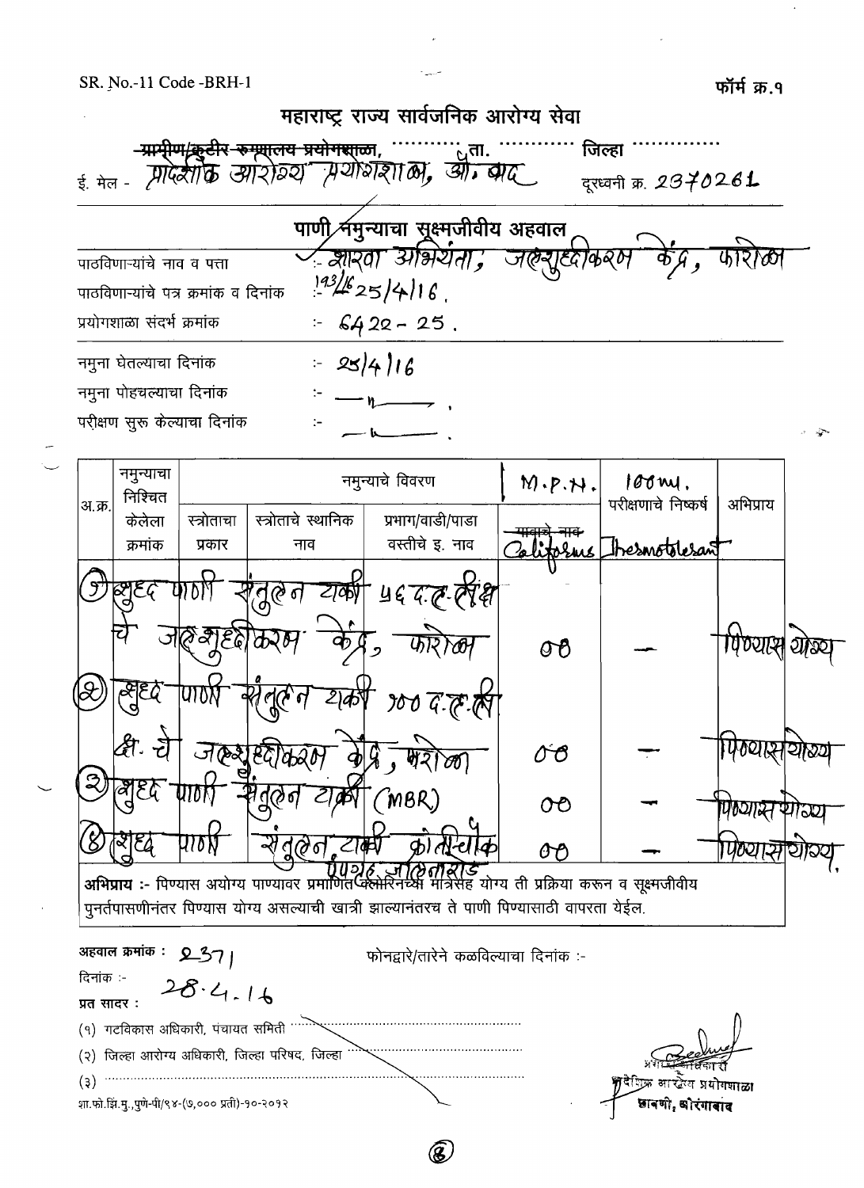SR. No.-11 Code -BRH-1

फॉर्म क्र.१

# महाराष्ट्र राज्य सार्वजनिक आरोग्य सेवा

~~ग्रामीण/कुटीर रुग्णालय प्रयोगशाळा~~, ............ ता. ............ जिल्हा ..............

ई. मेल - प्रादेशिक आरोग्य प्रयोगशाळा, औ. बाद  दूरध्वनी क्र. 2370261

## पाणी नमुन्याचा सूक्ष्मजीवीय अहवाल

पाठविणाऱ्यांचे नाव व पत्ता :- शाखा अभियंता, जलशुद्धीकरण केंद्र, फारोळा

पाठविणाऱ्यांचे पत्र क्रमांक व दिनांक :- 193/16 25/4/16.

प्रयोगशाळा संदर्भ क्रमांक :- 6422 - 25.

नमुना घेतल्याचा दिनांक :- 25/4/16

नमुना पोहचल्याचा दिनांक :- —"— .

परीक्षण सुरू केल्याचा दिनांक :- —"— .

| अ.क्र. | नमुन्याचा निश्चित केलेला क्रमांक | स्त्रोताचा प्रकार | स्त्रोताचे स्थानिक नाव | प्रभाग/वाडी/पाडा वस्तीचे इ. नाव | M.P.N. ~~गावाचे नाव~~ Coliforms | 100 ml. परीक्षणाचे निष्कर्ष Thermotolerant | अभिप्राय |
|---|---|---|---|---|---|---|---|
| (1) | शुद्ध पाणी संतुलन टाकी 56 द.ल.लि. चे जलशुद्धीकरण केंद्र, फारोळा | | | | 00 | — | पिण्यास योग्य |
| (2) | शुद्ध पाणी संतुलन टाकी 100 द.ल.लि. चे जलशुद्धीकरण केंद्र, फारोळा | | | | 00 | — | पिण्यास योग्य |
| (3) | शुद्ध पाणी संतुलन टाकी (MBR) | | | | 00 | — | पिण्यास योग्य |
| (4) | शुद्ध पाणी संतुलन टाकी कोटीचौक पंपगृह जालनारोड | | | | 00 | — | पिण्यास योग्य. |

**अभिप्राय :-** पिण्यास अयोग्य पाण्यावर प्रमाणित क्लोरिनच्या मात्रेसह योग्य ती प्रक्रिया करून व सूक्ष्मजीवीय पुनर्तपासणीनंतर पिण्यास योग्य असल्याची खात्री झाल्यानंतरच ते पाणी पिण्यासाठी वापरता येईल.

**अहवाल क्रमांक :** 2371

फोनद्वारे/तारेने कळविल्याचा दिनांक :-

दिनांक :- 28.4.16

**प्रत सादर :**

(१) गटविकास अधिकारी, पंचायत समिती ..........

(२) जिल्हा आरोग्य अधिकारी, जिल्हा परिषद, जिल्हा ..........

(३) ..........

शा.फो.झिं.मु.,पुणे-पी/९४-(७,००० प्रती)-१०-२०१२

अधिकारी
प्रादेशिक आरोग्य प्रयोगशाळा
छावणी, औरंगाबाद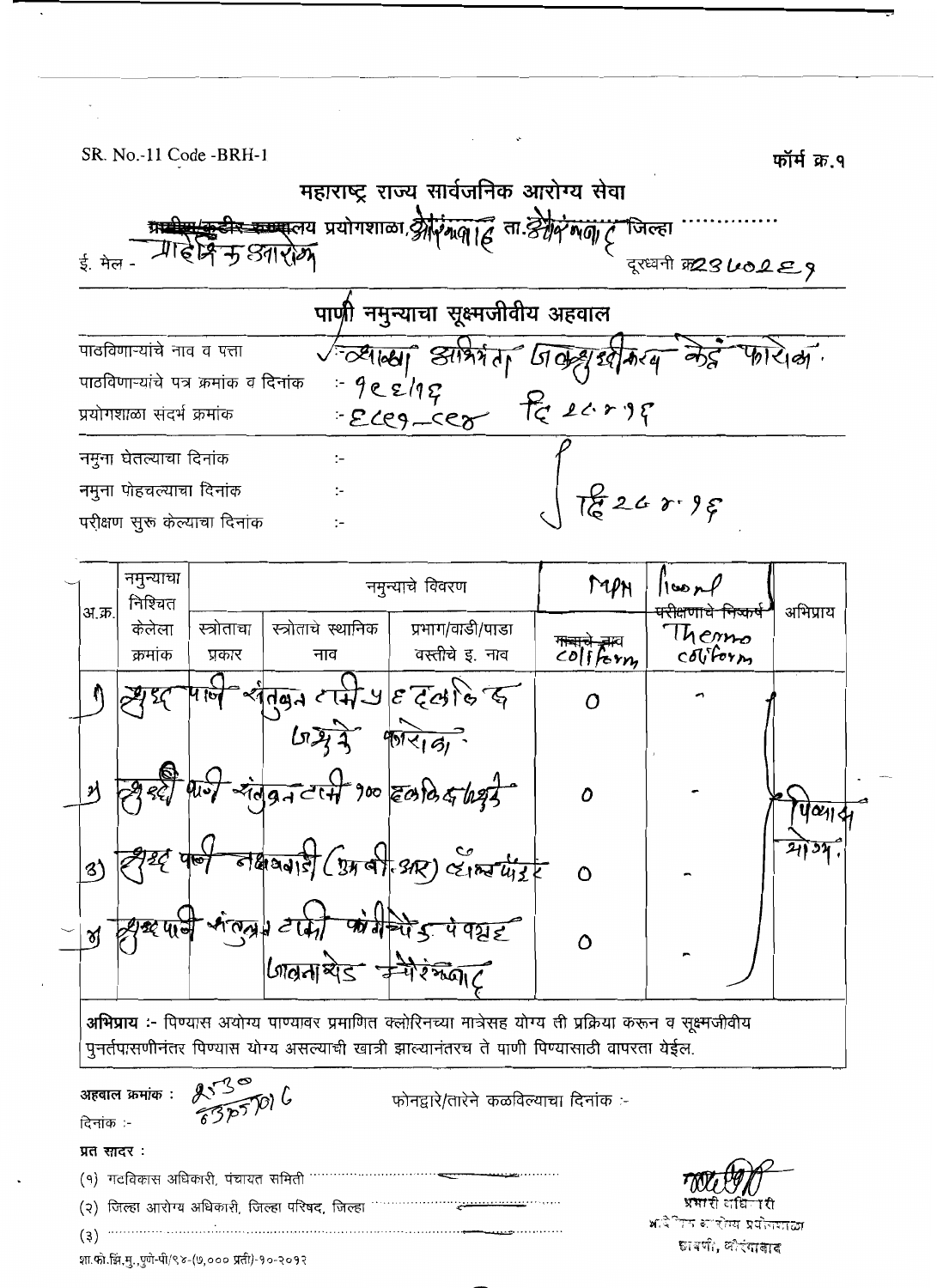SR. No.-11 Code -BRH-1

फॉर्म क्र.१

# महाराष्ट्र राज्य सार्वजनिक आरोग्य सेवा

~~ग्रामीण/कुटीर रुग्णालय~~ प्रयोगशाळा, औरंगाबाद ता. औरंगाबाद जिल्हा ..............

ई. मेल - प्रादेशिक आरोग्य

दूरध्वनी क्र. 2340229

## पाणी नमुन्याचा सूक्ष्मजीवीय अहवाल

पाठविणाऱ्यांचे नाव व पत्ता : शाखा अभियंता जलशुद्धीकरण केंद्र फारोळा.

पाठविणाऱ्यांचे पत्र क्रमांक व दिनांक : 98६/16

प्रयोगशाळा संदर्भ क्रमांक : ६८६१-६६४ दि २८.४.१६

नमुना घेतल्याचा दिनांक :-

नमुना पोहचल्याचा दिनांक :- दि २८.४.१६

परीक्षण सुरू केल्याचा दिनांक :-

| अ.क्र. | नमुन्याचा निश्चित केलेला क्रमांक | स्त्रोताचा प्रकार | स्त्रोताचे स्थानिक नाव | प्रभाग/वाडी/पाडा वस्तीचे इ. नाव | MPN ~~मानाचे नाव~~ coliform | 100ml ~~परीक्षणाचे निष्कर्ष~~ Thermo coliform | अभिप्राय |
|---|---|---|---|---|---|---|---|
| 1) | शुद्ध पाणी | संतुलन टाकी | ५६ दलघमी शुद्धी फारोळा. | | 0 | - | पिण्यास योग्य. |
| 2) | शुद्ध पाणी | संतुलन टाकी | १०० दलघमी शुद्धी | | 0 | - | |
| 3) | शुद्ध पाणी | नक्षत्रवाडी (एम बी आर) कॅाम्प्लेक्स | | | 0 | - | |
| 4) | शुद्ध पाणी | संतुलन टाकी | फांदीचौक पंपहाऊस जालनारोड औरंगाबाद | | 0 | - | |

**अभिप्राय** :- पिण्यास अयोग्य पाण्यावर प्रमाणित क्लोरिनच्या मात्रेसह योग्य ती प्रक्रिया करून व सूक्ष्मजीवीय पुनर्तपासणीनंतर पिण्यास योग्य असल्याची खात्री झाल्यानंतरच ते पाणी पिण्यासाठी वापरता येईल.

**अहवाल क्रमांक** : 2530 / 63/05/016

फोनद्वारे/तारेने कळविल्याचा दिनांक :-

दिनांक :-

**प्रत सादर** :

(१) गटविकास अधिकारी, पंचायत समिति ..............

(२) जिल्हा आरोग्य अधिकारी, जिल्हा परिषद, जिल्हा ..............

(३) ..............

प्रभारी अधिकारी
प्रादेशिक आरोग्य प्रयोगशाळा
छावणी, औरंगाबाद

शा.फो.झिं.मु., पुणे-पी/९४-(७,००० प्रती)-१०-२०१२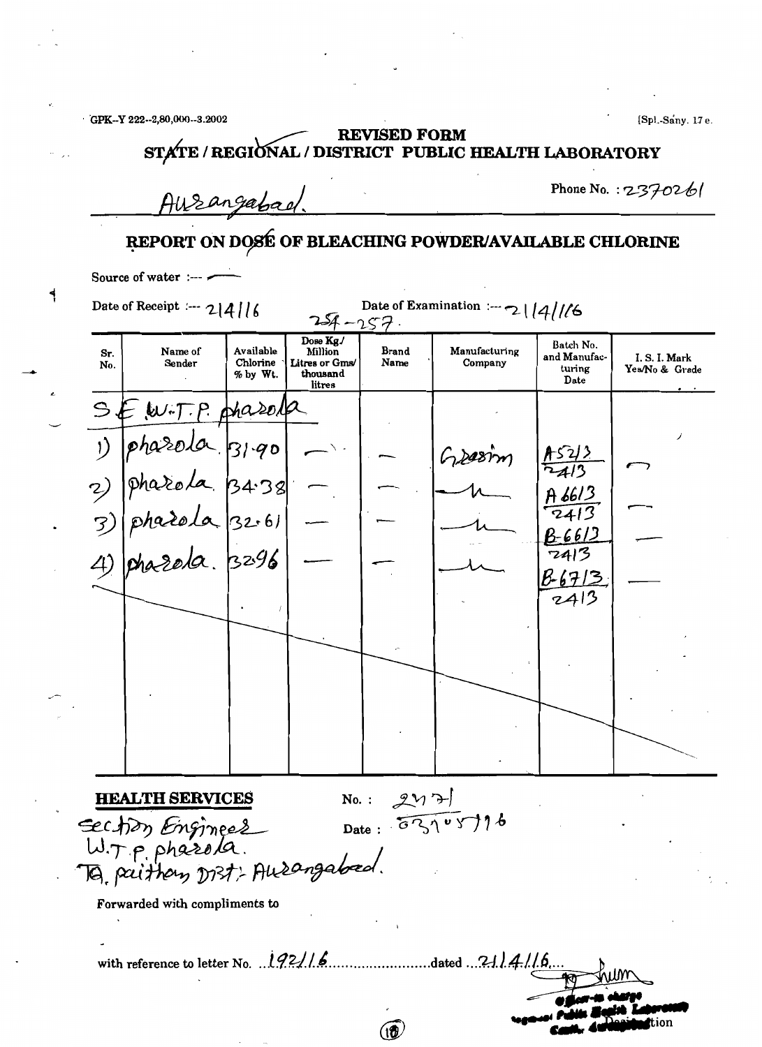GPK-Y 222--2,80,000--3.2002 [Spl.-Sany. 17 e.

**REVISED FORM**

# STATE / REGIONAL / DISTRICT PUBLIC HEALTH LABORATORY

Aurangabad. Phone No. : 2370261

## REPORT ON DOSE OF BLEACHING POWDER/AVAILABLE CHLORINE

Source of water :--- —

Date of Receipt :--- 2|4|16 Date of Examination :--- 21|4|16

254-257.

| Sr. No. | Name of Sender | Available Chlorine % by Wt. | Dose Kg./ Million Litres or Gms/ thousand litres | Brand Name | Manufacturing Company | Batch No. and Manufacturing Date | I. S. I. Mark Yes/No & Grade |
|---|---|---|---|---|---|---|---|
| | S.E. W.T.P. pharola | | | | | | |
| 1) | pharola | 31.90 | — | — | Grasim | A 5213 / 2413 | — |
| 2) | pharola | 34.38 | — | — | " | A 6613 / 2413 | — |
| 3) | pharola | 32.61 | — | — | " | B-6613 / 2413 | — |
| 4) | pharola | 32.96 | — | — | " | B-6713 / 2413 | — |

**HEALTH SERVICES**

No. : 2171

Date : 03105116

Section Engineer
W.T.P. pharola.
Ta. paithan Dist:- Aurangabad.

Forwarded with compliments to

with reference to letter No. ..192/16.......................dated ...21/4/16....

Officer-in-charge
Regional Public Health Laboratory
Cantt. Aurangabad
Designation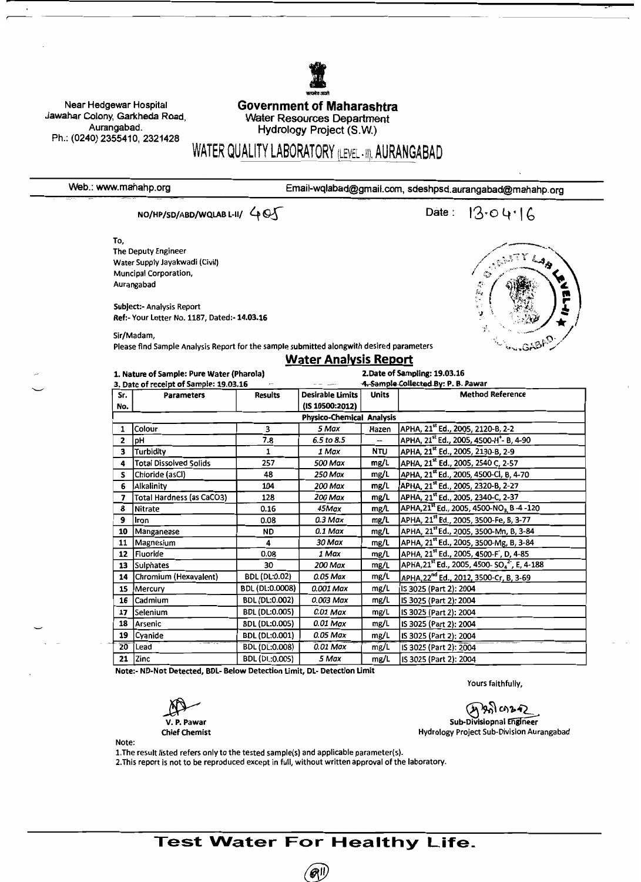Near Hedgewar Hospital
Jawahar Colony, Garkheda Road,
Aurangabad.
Ph.: (0240) 2355410, 2321428

**Government of Maharashtra**
Water Resources Department
Hydrology Project (S.W.)

# WATER QUALITY LABORATORY (LEVEL - II), AURANGABAD

Web.: www.mahahp.org Email-wqlabad@gmail.com, sdeshpsd.aurangabad@mahahp.org

NO/HP/SD/ABD/WQLAB L-II/ 405 Date: 13.04.16

To,
The Deputy Engineer
Water Supply Jayakwadi (Civil)
Muncipal Corporation,
Aurangabad

Subject:- Analysis Report
Ref:- Your Letter No. 1187, Dated:- 14.03.16

Sir/Madam,
Please find Sample Analysis Report for the sample submitted alongwith desired parameters

## Water Analysis Report

1. Nature of Sample: Pure Water (Pharola) 2. Date of Sampling: 19.03.16
3. Date of receipt of Sample: 19.03.16 4. Sample Collected By: P. B. Pawar

| Sr. No. | Parameters | Results | Desirable Limits (IS 10500:2012) | Units | Method Reference |
|---|---|---|---|---|---|
| | | | **Physico-Chemical Analysis** | | |
| 1 | Colour | 3 | *5 Max* | Hazen | APHA, 21[st] Ed., 2005, 2120-B, 2-2 |
| 2 | pH | 7.8 | *6.5 to 8.5* | -- | APHA, 21[st] Ed., 2005, 4500-$H^+$- B, 4-90 |
| 3 | Turbidity | 1 | *1 Max* | NTU | APHA, 21[st] Ed., 2005, 2130-B, 2-9 |
| 4 | Total Dissolved Solids | 257 | *500 Max* | mg/L | APHA, 21[st] Ed., 2005, 2540 C, 2-57 |
| 5 | Chloride (asCl) | 48 | *250 Max* | mg/L | APHA, 21[st] Ed., 2005, 4500-Cl, B, 4-70 |
| 6 | Alkalinity | 104 | *200 Max* | mg/L | APHA, 21[st] Ed., 2005, 2320-B, 2-27 |
| 7 | Total Hardness (as $CaCO_3$) | 128 | *200 Max* | mg/L | APHA, 21[st] Ed., 2005, 2340-C, 2-37 |
| 8 | Nitrate | 0.16 | *45Max* | mg/L | APHA,21[st] Ed., 2005, 4500-$NO_3$ B -4 -120 |
| 9 | Iron | 0.08 | *0.3 Max* | mg/L | APHA, 21[st] Ed., 2005, 3500-Fe, B, 3-77 |
| 10 | Manganease | ND | *0.1 Max* | mg/L | APHA, 21[st] Ed., 2005, 3500-Mn, B, 3-84 |
| 11 | Magnesium | 4 | *30 Max* | mg/L | APHA, 21[st] Ed., 2005, 3500-Mg, B, 3-84 |
| 12 | Fluoride | 0.08 | *1 Max* | mg/L | APHA, 21[st] Ed., 2005, 4500-$F^-$, D, 4-85 |
| 13 | Sulphates | 30 | *200 Max* | mg/L | APHA,21[st] Ed., 2005, 4500- $SO_4^{2-}$, E, 4-188 |
| 14 | Chromium (Hexavalent) | BDL (DL:0.02) | *0.05 Max* | mg/L | APHA,22[nd] Ed., 2012, 3500-Cr, B, 3-69 |
| 15 | Mercury | BDL (DL:0.0008) | *0.001 Max* | mg/L | IS 3025 (Part 2): 2004 |
| 16 | Cadmium | BDL (DL:0.002) | *0.003 Max* | mg/L | IS 3025 (Part 2): 2004 |
| 17 | Selenium | BDL (DL:0.005) | *0.01 Max* | mg/L | IS 3025 (Part 2): 2004 |
| 18 | Arsenic | BDL (DL:0.005) | *0.01 Max* | mg/L | IS 3025 (Part 2): 2004 |
| 19 | Cyanide | BDL (DL:0.001) | *0.05 Max* | mg/L | IS 3025 (Part 2): 2004 |
| 20 | Lead | BDL (DL:0.008) | *0.01 Max* | mg/L | IS 3025 (Part 2): 2004 |
| 21 | Zinc | BDL (DL:0.005) | *5 Max* | mg/L | IS 3025 (Part 2): 2004 |

Note:- ND-Not Detected, BDL- Below Detection Limit, DL- Detection Limit

Yours faithfully,

V. P. Pawar
Chief Chemist

Sub-Divisiopnal Engineer
Hydrology Project Sub-Division Aurangabad

Note:
1. The result listed refers only to the tested sample(s) and applicable parameter(s).
2. This report is not to be reproduced except in full, without written approval of the laboratory.

**Test Water For Healthy Life.**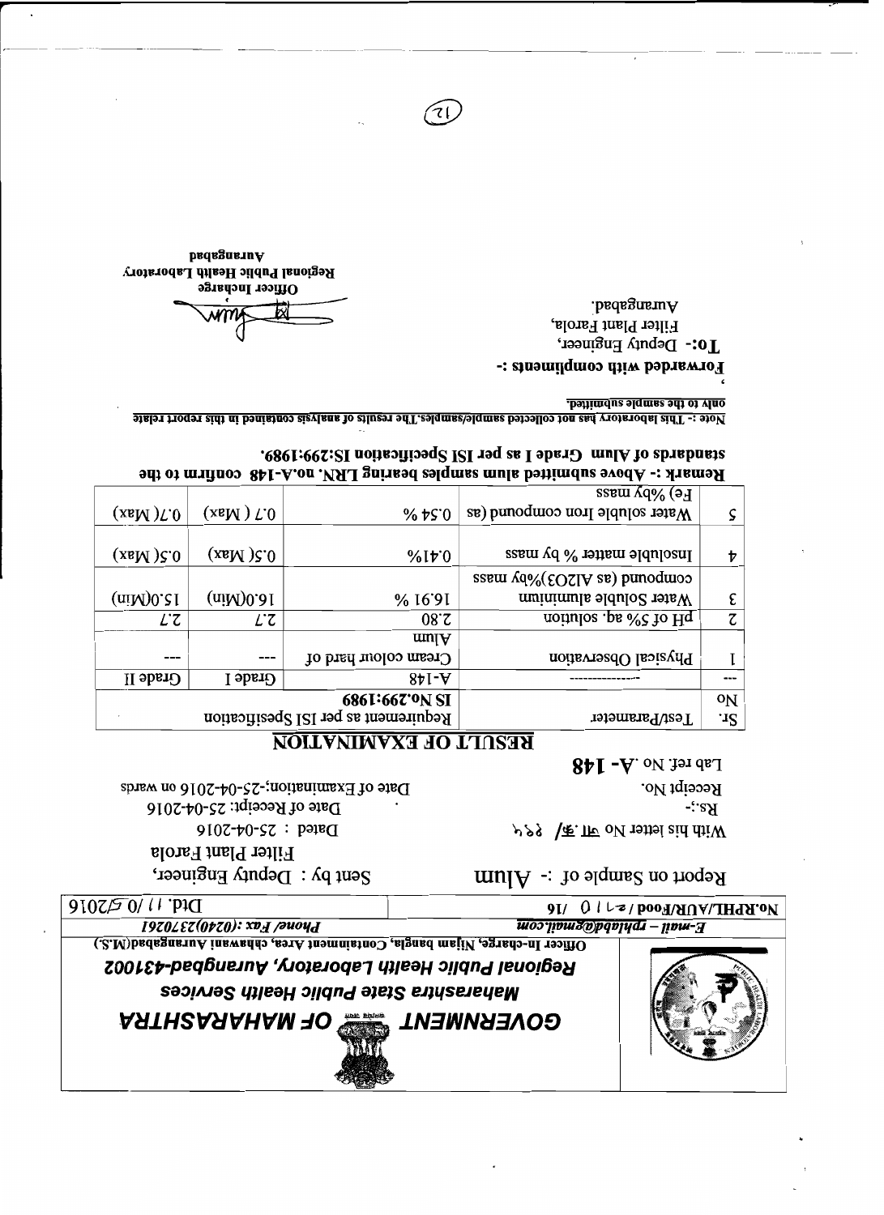# GOVERNMENT OF MAHARASHTRA

***Maharashtra State Public Health Services***

***Regional Public Health Laboratory, Aurangabad-431002***

Officer In-charge, Nijam bangla, Containment Area, chhawani Aurangabad(M.S.)

*E-mail – rphlabd@gmail.com* *Phone/ Fax :(0240)2370261*

No.RPHL/AUR/Food / २ ६ १ 0 /16 Dtd. 11 /0 5/2016

Report on Sample of :- Alum

Sent by : Deputy Engineer, Filter Plant Farola

With his letter No जा.क्र./ २२५ Dated : 25-04-2016

Rs.:- Date of Receipt: 25-04-2016

Receipt No. Date of Examination:-25-04-2016 on wards

Lab ref. No. **A- 148**

## RESULT OF EXAMINATION

| Sr. No | Test/Parameter | | Requirement as per ISI Spesification IS No.299:1989 | |
|---|---|---|---|---|
| --- | ---------------- | A-148 | Grade I | Grade II |
| 1 | Physical Observation | Cream colour hard of Alum | --- | --- |
| 2 | pH of 5% aq. solution | 2.80 | 2.7 | 2.7 |
| 3 | Water Soluble aluminium compound (as Al2O3)%by mass | 16.91 % | 16.0(Min) | 15.0(Min) |
| 4 | Insoluble matter % by mass | 0.41% | 0.5( Max) | 0.5( Max) |
| 5 | Water soluble Iron compound (as Fe) %by mass | 0.54 % | 0.7 ( Max) | 0.7( Max) |

**Remark :- Above submitted alum samples bearing LRN. no.A-148 confirm to the standards of Alum Grade I as per ISI Specification IS:299:1989.**

Note :- This laboratory has not collected sample/samples.The results of analysis contained in this report relate only to the sample submitted.

**Forwarded with compliments :-**

**To:-** Deputy Engineer,
Filter Plant Farola,
Aurangabad.

**Officer Incharge**
**Regional Public Health Laboratory**
**Aurangabad**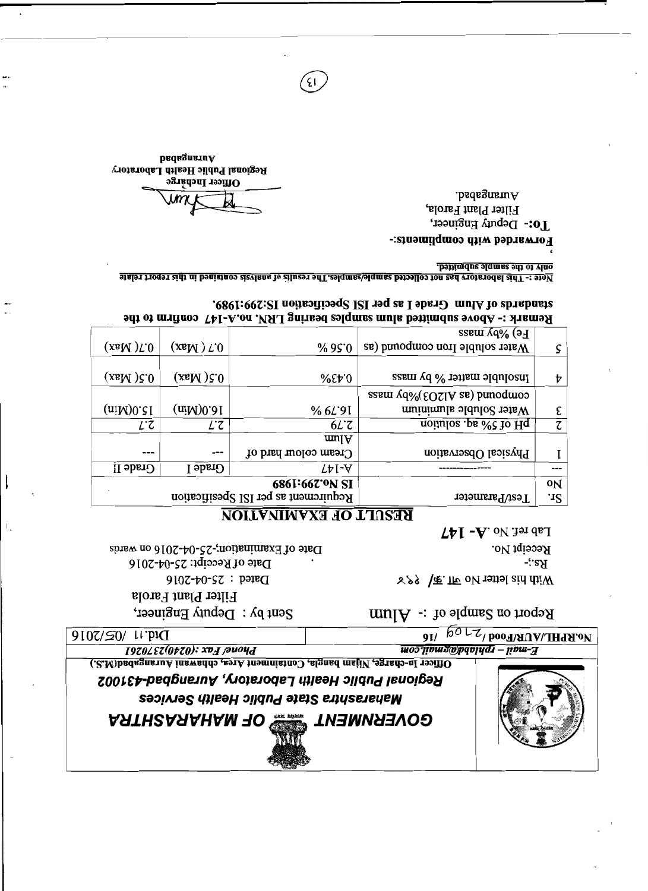# GOVERNMENT OF MAHARASHTRA

## Maharashtra State Public Health Services

### Regional Public Health Laboratory, Aurangabad-431002

Officer In-charge, Nijam bangla, Containment Area, chhawani Aurangabad(M.S.)

E-mail – rphlabab@gmail.com | Phone/ Fax :(0240)2370261

No.RPHL/AUR/Food / 2709 /16 | Dtd.11 /05/2016

Report on Sample of :- Alum | Sent by : Deputy Engineer, Filter Plant Farola

With his letter No पा पु/ ९९४ | Dated : 25-04-2016

Rs:- | Date of Receipt: 25-04-2016

Receipt No. | Date of Examination:-25-04-2016 on wards

Lab ref. No **A- 147**

## RESULT OF EXAMINATION

| Sr. No | Test/Parameter | | Requirement as per ISI Specification IS No.299:1989 | |
|---|---|---|---|---|
| --- | ------------- | A-147 | Grade I | Grade II |
| 1 | Physical Observation | Cream colour hard of Alum | --- | --- |
| 2 | pH of 5% aq. solution | 2.79 | 2.7 | 2.7 |
| 3 | Water Soluble aluminium compound (as $Al_2O_3$)%by mass | 16.79 % | 16.0(Min) | 15.0(Min) |
| 4 | Insoluble matter % by mass | 0.43% | 0.5(Max) | 0.5(Max) |
| 5 | Water soluble iron compound (as Fe) %by mass | 0.56 % | 0.7 (Max) | 0.7(Max) |

**Remark :- Above submitted alum samples bearing LRN. no.A-147 confirm to the standards of Alum Grade I as per ISI Specification IS:299:1989.**

**Note :- This laboratory has not collected sample/samples.The results of analysis contained in this report relate only to the sample submitted.**

**Forwarded with compliments:-**

**To:-** Deputy Engineer,
Filter Plant Farola,
Aurangabad.

**Officer Incharge**
**Regional Public Health Laboratory**
**Aurangabad**